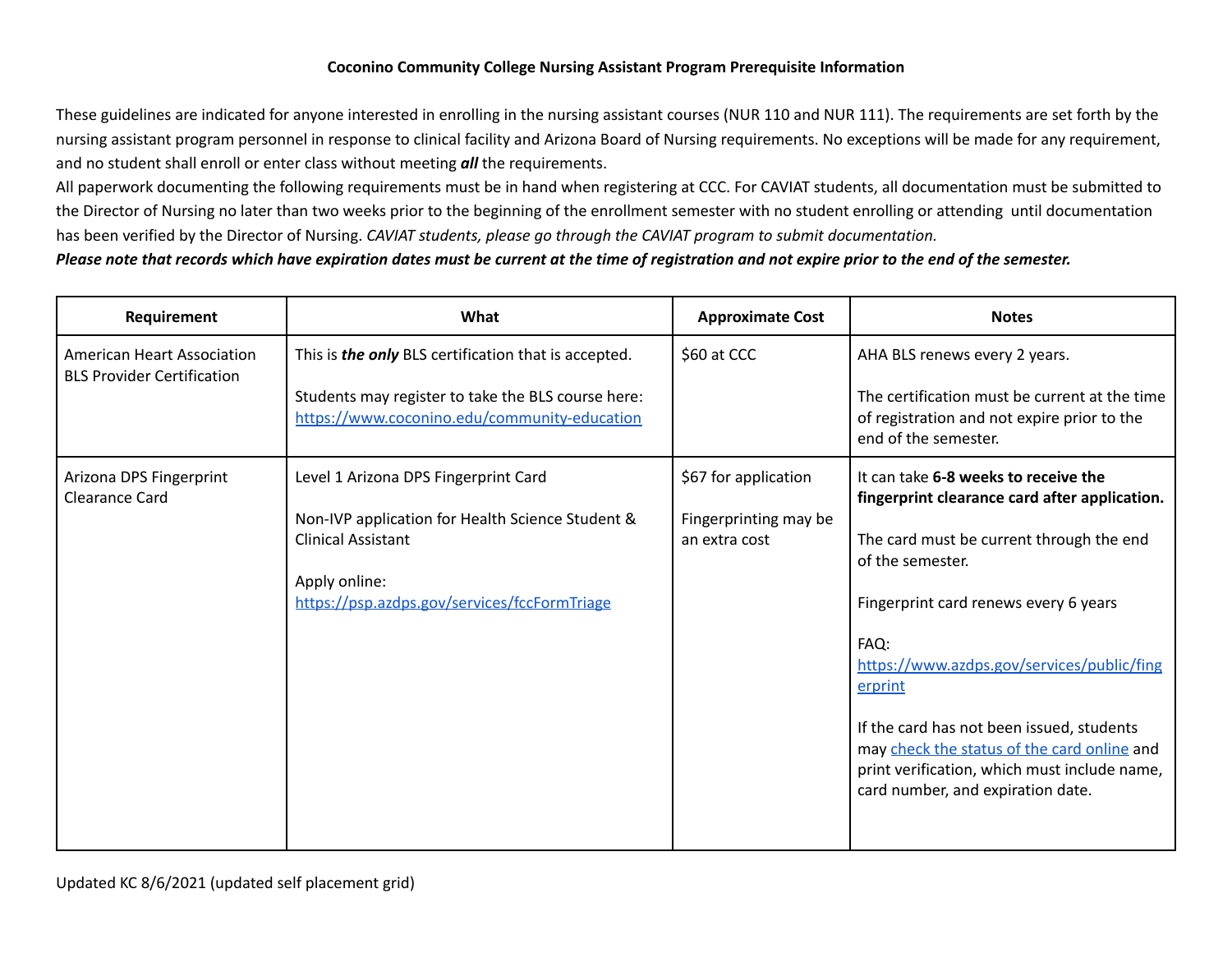**Coconino Community College Nursing Assistant Program Prerequisite Information**

These guidelines are indicated for anyone interested in enrolling in the nursing assistant courses (NUR 110 and NUR 111). The requirements are set forth by the nursing assistant program personnel in response to clinical facility and Arizona Board of Nursing requirements. No exceptions will be made for any requirement, and no student shall enroll or enter class without meeting ***all*** the requirements.

All paperwork documenting the following requirements must be in hand when registering at CCC. For CAVIAT students, all documentation must be submitted to the Director of Nursing no later than two weeks prior to the beginning of the enrollment semester with no student enrolling or attending until documentation has been verified by the Director of Nursing. *CAVIAT students, please go through the CAVIAT program to submit documentation.*

***Please note that records which have expiration dates must be current at the time of registration and not expire prior to the end of the semester.***

| Requirement | What | Approximate Cost | Notes |
|---|---|---|---|
| American Heart Association BLS Provider Certification | This is ***the only*** BLS certification that is accepted.<br><br>Students may register to take the BLS course here: [https://www.coconino.edu/community-education](https://www.coconino.edu/community-education) | $60 at CCC | AHA BLS renews every 2 years.<br><br>The certification must be current at the time of registration and not expire prior to the end of the semester. |
| Arizona DPS Fingerprint Clearance Card | Level 1 Arizona DPS Fingerprint Card<br><br>Non-IVP application for Health Science Student & Clinical Assistant<br><br>Apply online: [https://psp.azdps.gov/services/fccFormTriage](https://psp.azdps.gov/services/fccFormTriage) | $67 for application<br><br>Fingerprinting may be an extra cost | It can take **6-8 weeks to receive the fingerprint clearance card after application.**<br><br>The card must be current through the end of the semester.<br><br>Fingerprint card renews every 6 years<br><br>FAQ: [https://www.azdps.gov/services/public/fingerprint](https://www.azdps.gov/services/public/fingerprint)<br><br>If the card has not been issued, students may check the status of the card online and print verification, which must include name, card number, and expiration date. |

Updated KC 8/6/2021 (updated self placement grid)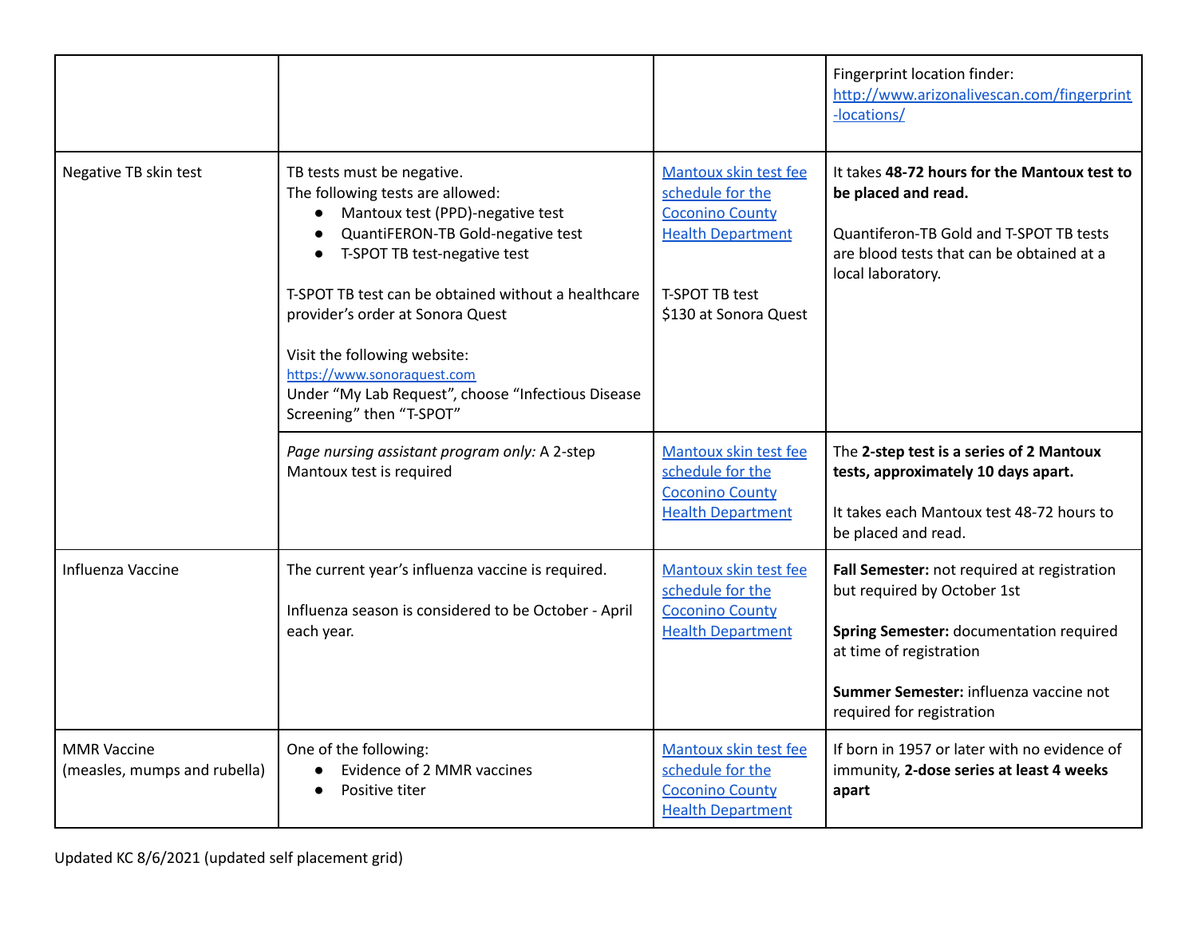| | | | |
|---|---|---|---|
| | | | Fingerprint location finder: [http://www.arizonalivescan.com/fingerprint-locations/](http://www.arizonalivescan.com/fingerprint-locations/) |
| Negative TB skin test | TB tests must be negative.<br>The following tests are allowed:<br>● Mantoux test (PPD)-negative test<br>● QuantiFERON-TB Gold-negative test<br>● T-SPOT TB test-negative test<br><br>T-SPOT TB test can be obtained without a healthcare provider's order at Sonora Quest<br><br>Visit the following website:<br>https://www.sonoraquest.com<br>Under "My Lab Request", choose "Infectious Disease Screening" then "T-SPOT" | Mantoux skin test fee schedule for the Coconino County Health Department<br><br>T-SPOT TB test<br>$130 at Sonora Quest | It takes **48-72 hours for the Mantoux test to be placed and read.**<br><br>Quantiferon-TB Gold and T-SPOT TB tests are blood tests that can be obtained at a local laboratory. |
| | *Page nursing assistant program only:* A 2-step Mantoux test is required | Mantoux skin test fee schedule for the Coconino County Health Department | The **2-step test is a series of 2 Mantoux tests, approximately 10 days apart.**<br><br>It takes each Mantoux test 48-72 hours to be placed and read. |
| Influenza Vaccine | The current year's influenza vaccine is required.<br><br>Influenza season is considered to be October - April each year. | Mantoux skin test fee schedule for the Coconino County Health Department | **Fall Semester:** not required at registration but required by October 1st<br><br>**Spring Semester:** documentation required at time of registration<br><br>**Summer Semester:** influenza vaccine not required for registration |
| MMR Vaccine<br>(measles, mumps and rubella) | One of the following:<br>● Evidence of 2 MMR vaccines<br>● Positive titer | Mantoux skin test fee schedule for the Coconino County Health Department | If born in 1957 or later with no evidence of immunity, **2-dose series at least 4 weeks apart** |

Updated KC 8/6/2021 (updated self placement grid)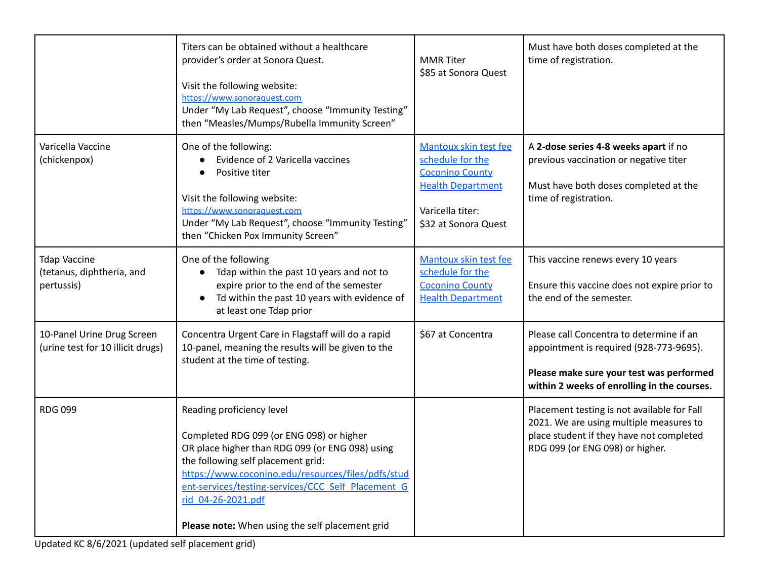| | | | |
|---|---|---|---|
| | Titers can be obtained without a healthcare provider's order at Sonora Quest.<br><br>Visit the following website: [https://www.sonoraquest.com](https://www.sonoraquest.com)<br>Under "My Lab Request", choose "Immunity Testing" then "Measles/Mumps/Rubella Immunity Screen" | MMR Titer<br>$85 at Sonora Quest | Must have both doses completed at the time of registration. |
| Varicella Vaccine (chickenpox) | One of the following:<br>• Evidence of 2 Varicella vaccines<br>• Positive titer<br><br>Visit the following website: [https://www.sonoraquest.com](https://www.sonoraquest.com)<br>Under "My Lab Request", choose "Immunity Testing" then "Chicken Pox Immunity Screen" | Mantoux skin test fee schedule for the Coconino County Health Department<br><br>Varicella titer:<br>$32 at Sonora Quest | A **2-dose series 4-8 weeks apart** if no previous vaccination or negative titer<br><br>Must have both doses completed at the time of registration. |
| Tdap Vaccine (tetanus, diphtheria, and pertussis) | One of the following<br>• Tdap within the past 10 years and not to expire prior to the end of the semester<br>• Td within the past 10 years with evidence of at least one Tdap prior | Mantoux skin test fee schedule for the Coconino County Health Department | This vaccine renews every 10 years<br><br>Ensure this vaccine does not expire prior to the end of the semester. |
| 10-Panel Urine Drug Screen (urine test for 10 illicit drugs) | Concentra Urgent Care in Flagstaff will do a rapid 10-panel, meaning the results will be given to the student at the time of testing. | $67 at Concentra | Please call Concentra to determine if an appointment is required (928-773-9695).<br><br>**Please make sure your test was performed within 2 weeks of enrolling in the courses.** |
| RDG 099 | Reading proficiency level<br><br>Completed RDG 099 (or ENG 098) or higher<br>OR place higher than RDG 099 (or ENG 098) using the following self placement grid:<br>[https://www.coconino.edu/resources/files/pdfs/student-services/testing-services/CCC_Self_Placement_Grid_04-26-2021.pdf](https://www.coconino.edu/resources/files/pdfs/student-services/testing-services/CCC_Self_Placement_Grid_04-26-2021.pdf)<br><br>**Please note:** When using the self placement grid | | Placement testing is not available for Fall 2021. We are using multiple measures to place student if they have not completed RDG 099 (or ENG 098) or higher. |

Updated KC 8/6/2021 (updated self placement grid)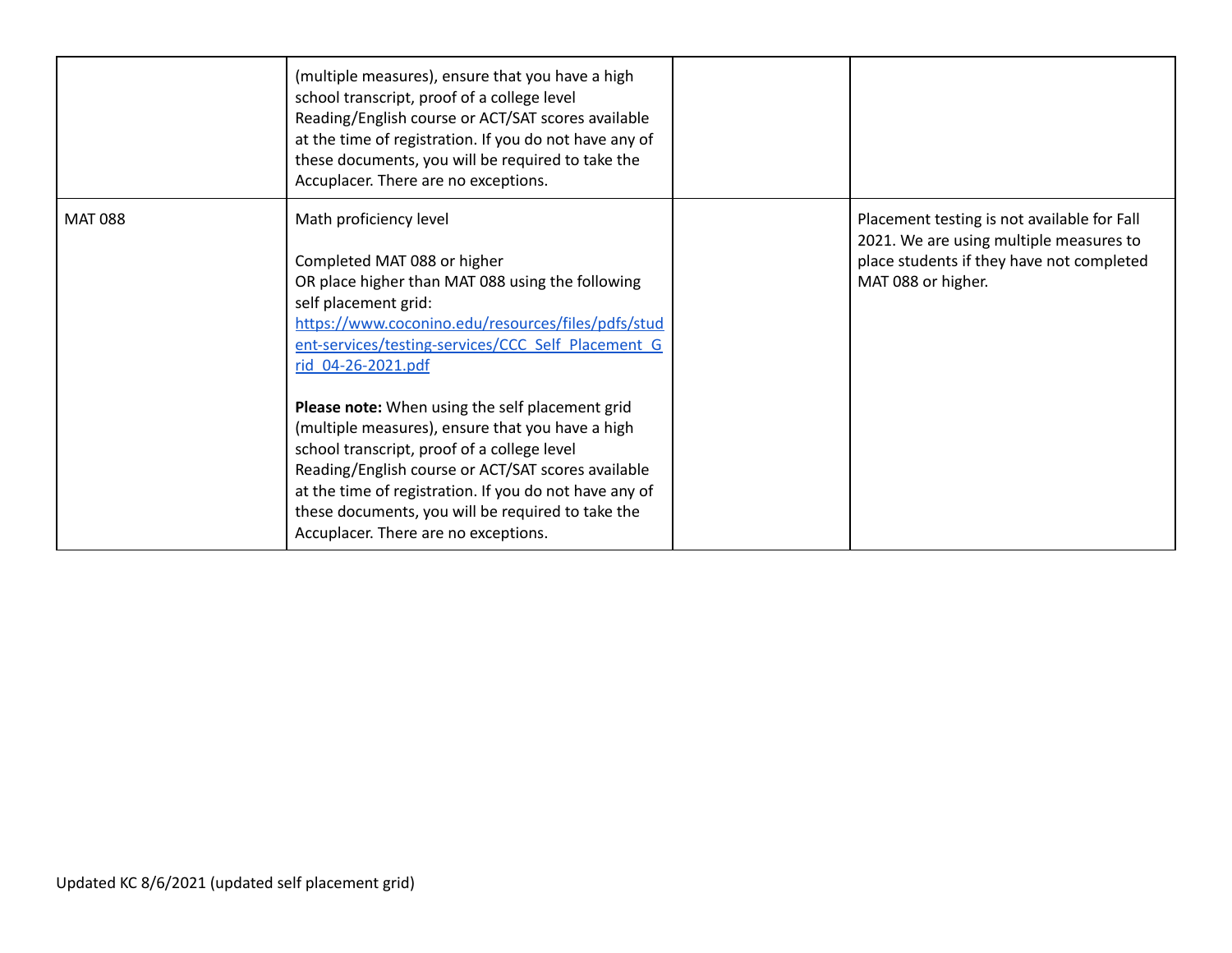| | | | |
|---|---|---|---|
| | (multiple measures), ensure that you have a high school transcript, proof of a college level Reading/English course or ACT/SAT scores available at the time of registration. If you do not have any of these documents, you will be required to take the Accuplacer. There are no exceptions. | | |
| MAT 088 | Math proficiency level<br><br>Completed MAT 088 or higher<br>OR place higher than MAT 088 using the following self placement grid: [https://www.coconino.edu/resources/files/pdfs/student-services/testing-services/CCC_Self_Placement_Grid_04-26-2021.pdf](https://www.coconino.edu/resources/files/pdfs/student-services/testing-services/CCC_Self_Placement_Grid_04-26-2021.pdf)<br><br>**Please note:** When using the self placement grid (multiple measures), ensure that you have a high school transcript, proof of a college level Reading/English course or ACT/SAT scores available at the time of registration. If you do not have any of these documents, you will be required to take the Accuplacer. There are no exceptions. | | Placement testing is not available for Fall 2021. We are using multiple measures to place students if they have not completed MAT 088 or higher. |

Updated KC 8/6/2021 (updated self placement grid)